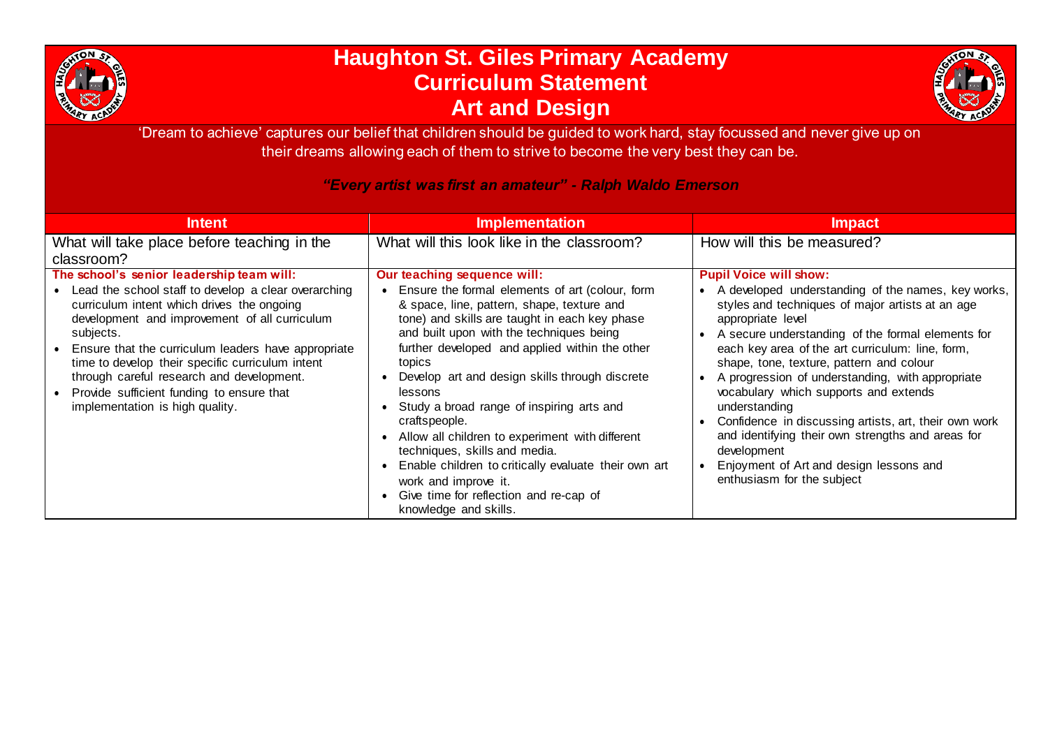# Haughton St. Giles Primary Academy
## Curriculum Statement
## Art and Design

'Dream to achieve' captures our belief that children should be guided to work hard, stay focussed and never give up on their dreams allowing each of them to strive to become the very best they can be.

***"Every artist was first an amateur" - Ralph Waldo Emerson***

| Intent | Implementation | Impact |
|---|---|---|
| What will take place before teaching in the classroom? | What will this look like in the classroom? | How will this be measured? |
| **The school's senior leadership team will:**<br>• Lead the school staff to develop a clear overarching curriculum intent which drives the ongoing development and improvement of all curriculum subjects.<br>• Ensure that the curriculum leaders have appropriate time to develop their specific curriculum intent through careful research and development.<br>• Provide sufficient funding to ensure that implementation is high quality. | **Our teaching sequence will:**<br>• Ensure the formal elements of art (colour, form & space, line, pattern, shape, texture and tone) and skills are taught in each key phase and built upon with the techniques being further developed and applied within the other topics<br>• Develop art and design skills through discrete lessons<br>• Study a broad range of inspiring arts and craftspeople.<br>• Allow all children to experiment with different techniques, skills and media.<br>• Enable children to critically evaluate their own art work and improve it.<br>• Give time for reflection and re-cap of knowledge and skills. | **Pupil Voice will show:**<br>• A developed understanding of the names, key works, styles and techniques of major artists at an age appropriate level<br>• A secure understanding of the formal elements for each key area of the art curriculum: line, form, shape, tone, texture, pattern and colour<br>• A progression of understanding, with appropriate vocabulary which supports and extends understanding<br>• Confidence in discussing artists, art, their own work and identifying their own strengths and areas for development<br>• Enjoyment of Art and design lessons and enthusiasm for the subject |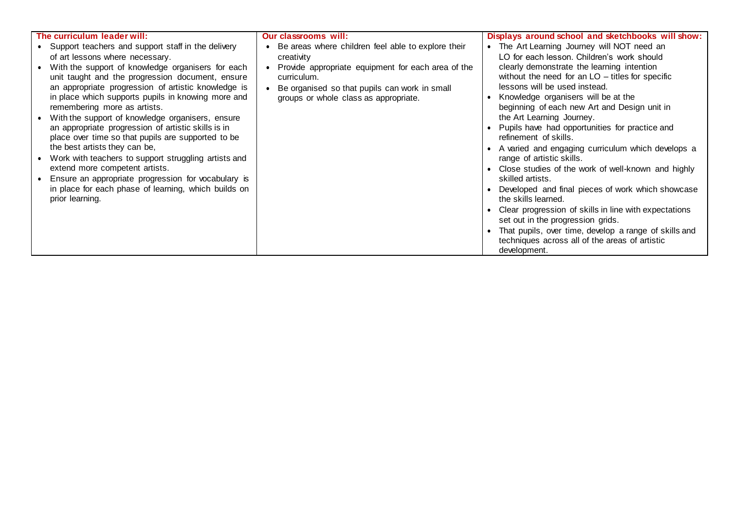| The curriculum leader will: | Our classrooms will: | Displays around school and sketchbooks will show: |
| --- | --- | --- |
| • Support teachers and support staff in the delivery of art lessons where necessary.<br>• With the support of knowledge organisers for each unit taught and the progression document, ensure an appropriate progression of artistic knowledge is in place which supports pupils in knowing more and remembering more as artists.<br>• With the support of knowledge organisers, ensure an appropriate progression of artistic skills is in place over time so that pupils are supported to be the best artists they can be,<br>• Work with teachers to support struggling artists and extend more competent artists.<br>• Ensure an appropriate progression for vocabulary is in place for each phase of learning, which builds on prior learning. | • Be areas where children feel able to explore their creativity<br>• Provide appropriate equipment for each area of the curriculum.<br>• Be organised so that pupils can work in small groups or whole class as appropriate. | • The Art Learning Journey will NOT need an LO for each lesson. Children's work should clearly demonstrate the learning intention without the need for an LO – titles for specific lessons will be used instead.<br>• Knowledge organisers will be at the beginning of each new Art and Design unit in the Art Learning Journey.<br>• Pupils have had opportunities for practice and refinement of skills.<br>• A varied and engaging curriculum which develops a range of artistic skills.<br>• Close studies of the work of well-known and highly skilled artists.<br>• Developed and final pieces of work which showcase the skills learned.<br>• Clear progression of skills in line with expectations set out in the progression grids.<br>• That pupils, over time, develop a range of skills and techniques across all of the areas of artistic development. |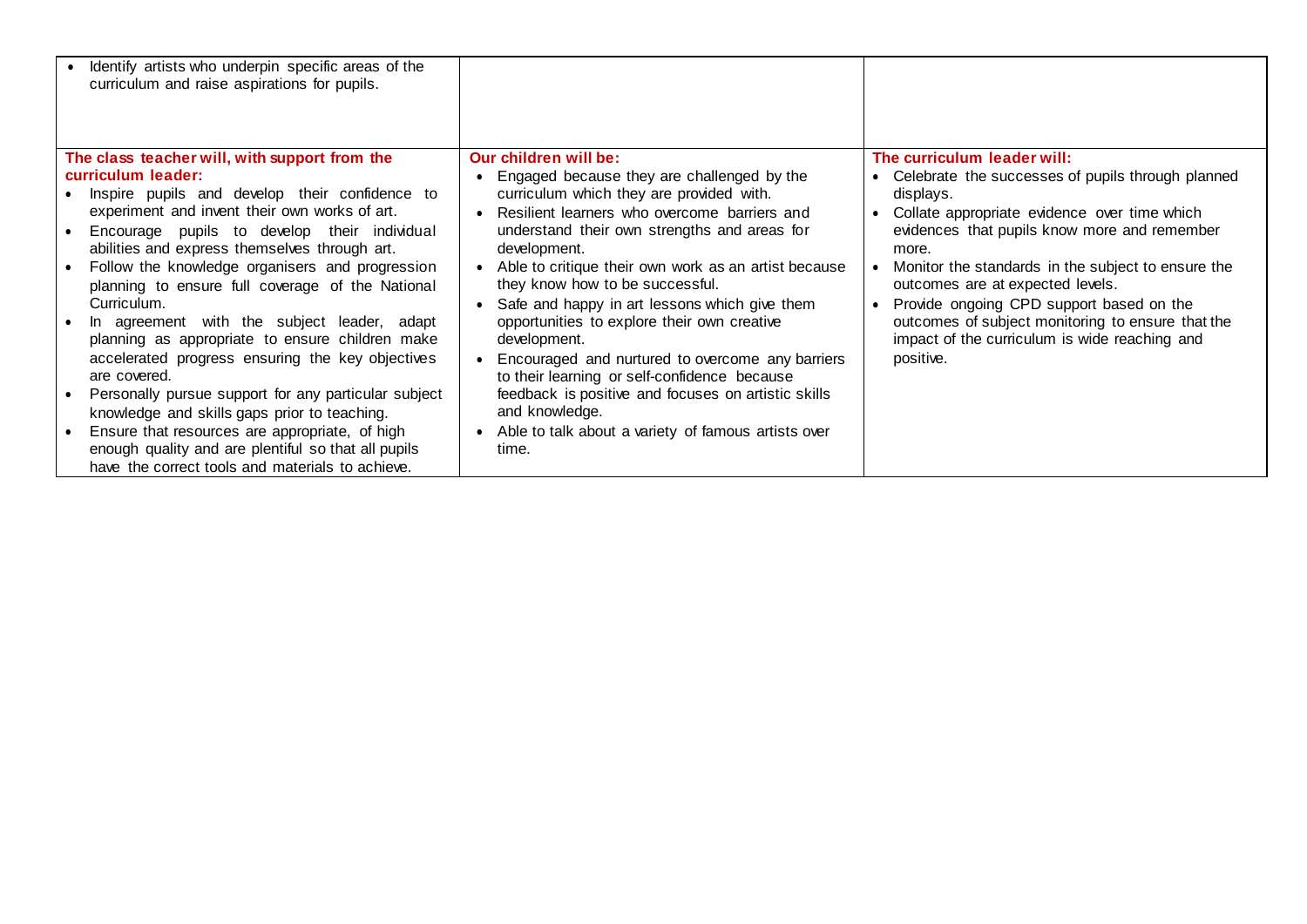| | | |
|---|---|---|
| • Identify artists who underpin specific areas of the curriculum and raise aspirations for pupils. | | |
| **The class teacher will, with support from the curriculum leader:**<br>• Inspire pupils and develop their confidence to experiment and invent their own works of art.<br>• Encourage pupils to develop their individual abilities and express themselves through art.<br>• Follow the knowledge organisers and progression planning to ensure full coverage of the National Curriculum.<br>• In agreement with the subject leader, adapt planning as appropriate to ensure children make accelerated progress ensuring the key objectives are covered.<br>• Personally pursue support for any particular subject knowledge and skills gaps prior to teaching.<br>• Ensure that resources are appropriate, of high enough quality and are plentiful so that all pupils have the correct tools and materials to achieve. | **Our children will be:**<br>• Engaged because they are challenged by the curriculum which they are provided with.<br>• Resilient learners who overcome barriers and understand their own strengths and areas for development.<br>• Able to critique their own work as an artist because they know how to be successful.<br>• Safe and happy in art lessons which give them opportunities to explore their own creative development.<br>• Encouraged and nurtured to overcome any barriers to their learning or self-confidence because feedback is positive and focuses on artistic skills and knowledge.<br>• Able to talk about a variety of famous artists over time. | **The curriculum leader will:**<br>• Celebrate the successes of pupils through planned displays.<br>• Collate appropriate evidence over time which evidences that pupils know more and remember more.<br>• Monitor the standards in the subject to ensure the outcomes are at expected levels.<br>• Provide ongoing CPD support based on the outcomes of subject monitoring to ensure that the impact of the curriculum is wide reaching and positive. |